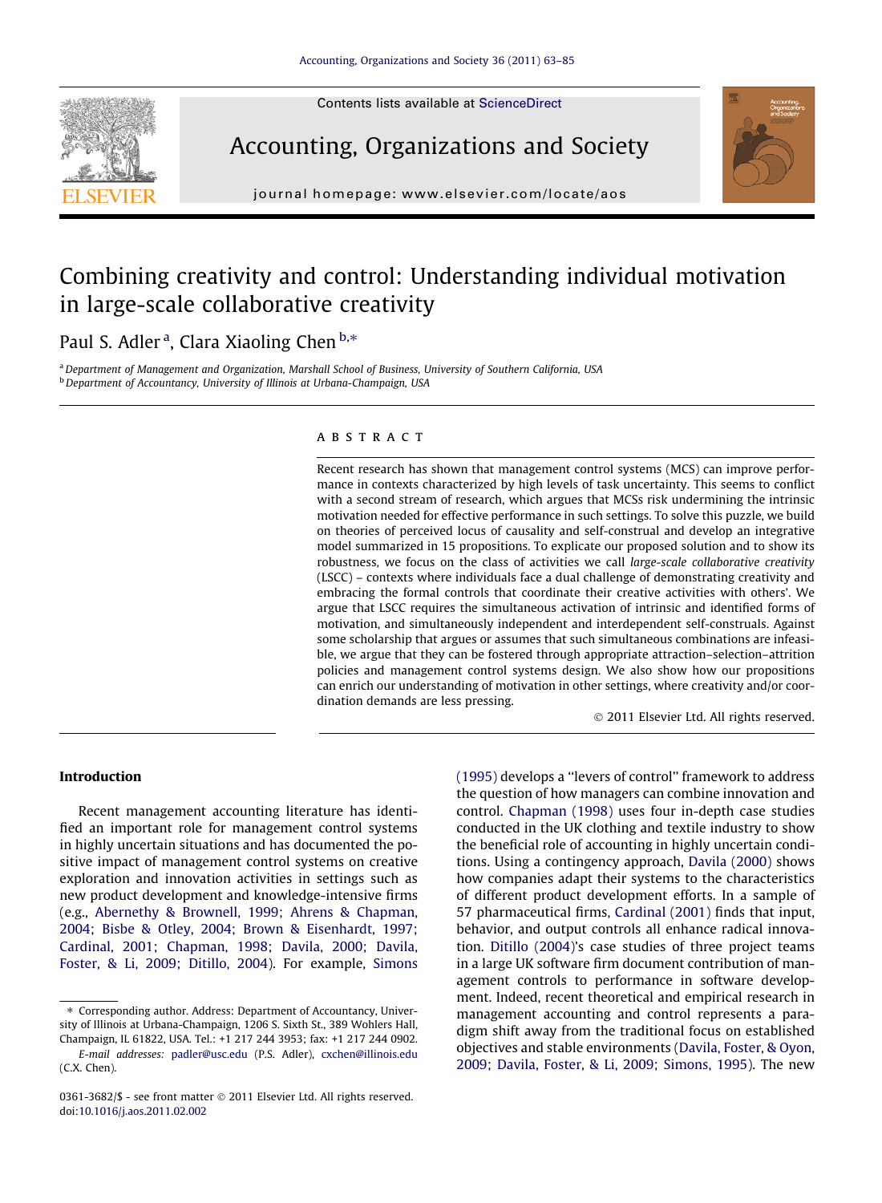# Combining creativity and control: Understanding individual motivation in large-scale collaborative creativity

Paul S. Adler [a], Clara Xiaoling Chen [b,*]

[a] Department of Management and Organization, Marshall School of Business, University of Southern California, USA

[b] Department of Accountancy, University of Illinois at Urbana-Champaign, USA

## ABSTRACT

Recent research has shown that management control systems (MCS) can improve performance in contexts characterized by high levels of task uncertainty. This seems to conflict with a second stream of research, which argues that MCSs risk undermining the intrinsic motivation needed for effective performance in such settings. To solve this puzzle, we build on theories of perceived locus of causality and self-construal and develop an integrative model summarized in 15 propositions. To explicate our proposed solution and to show its robustness, we focus on the class of activities we call *large-scale collaborative creativity* (LSCC) – contexts where individuals face a dual challenge of demonstrating creativity and embracing the formal controls that coordinate their creative activities with others'. We argue that LSCC requires the simultaneous activation of intrinsic and identified forms of motivation, and simultaneously independent and interdependent self-construals. Against some scholarship that argues or assumes that such simultaneous combinations are infeasible, we argue that they can be fostered through appropriate attraction–selection–attrition policies and management control systems design. We also show how our propositions can enrich our understanding of motivation in other settings, where creativity and/or coordination demands are less pressing.

© 2011 Elsevier Ltd. All rights reserved.

## Introduction

Recent management accounting literature has identified an important role for management control systems in highly uncertain situations and has documented the positive impact of management control systems on creative exploration and innovation activities in settings such as new product development and knowledge-intensive firms (e.g., Abernethy & Brownell, 1999; Ahrens & Chapman, 2004; Bisbe & Otley, 2004; Brown & Eisenhardt, 1997; Cardinal, 2001; Chapman, 1998; Davila, 2000; Davila, Foster, & Li, 2009; Ditillo, 2004). For example, Simons (1995) develops a "levers of control" framework to address the question of how managers can combine innovation and control. Chapman (1998) uses four in-depth case studies conducted in the UK clothing and textile industry to show the beneficial role of accounting in highly uncertain conditions. Using a contingency approach, Davila (2000) shows how companies adapt their systems to the characteristics of different product development efforts. In a sample of 57 pharmaceutical firms, Cardinal (2001) finds that input, behavior, and output controls all enhance radical innovation. Ditillo (2004)'s case studies of three project teams in a large UK software firm document contribution of management controls to performance in software development. Indeed, recent theoretical and empirical research in management accounting and control represents a paradigm shift away from the traditional focus on established objectives and stable environments (Davila, Foster, & Oyon, 2009; Davila, Foster, & Li, 2009; Simons, 1995). The new

---

* Corresponding author. Address: Department of Accountancy, University of Illinois at Urbana-Champaign, 1206 S. Sixth St., 389 Wohlers Hall, Champaign, IL 61822, USA. Tel.: +1 217 244 3953; fax: +1 217 244 0902.

*E-mail addresses:* padler@usc.edu (P.S. Adler), cxchen@illinois.edu (C.X. Chen).

0361-3682/$ - see front matter © 2011 Elsevier Ltd. All rights reserved.
doi:10.1016/j.aos.2011.02.002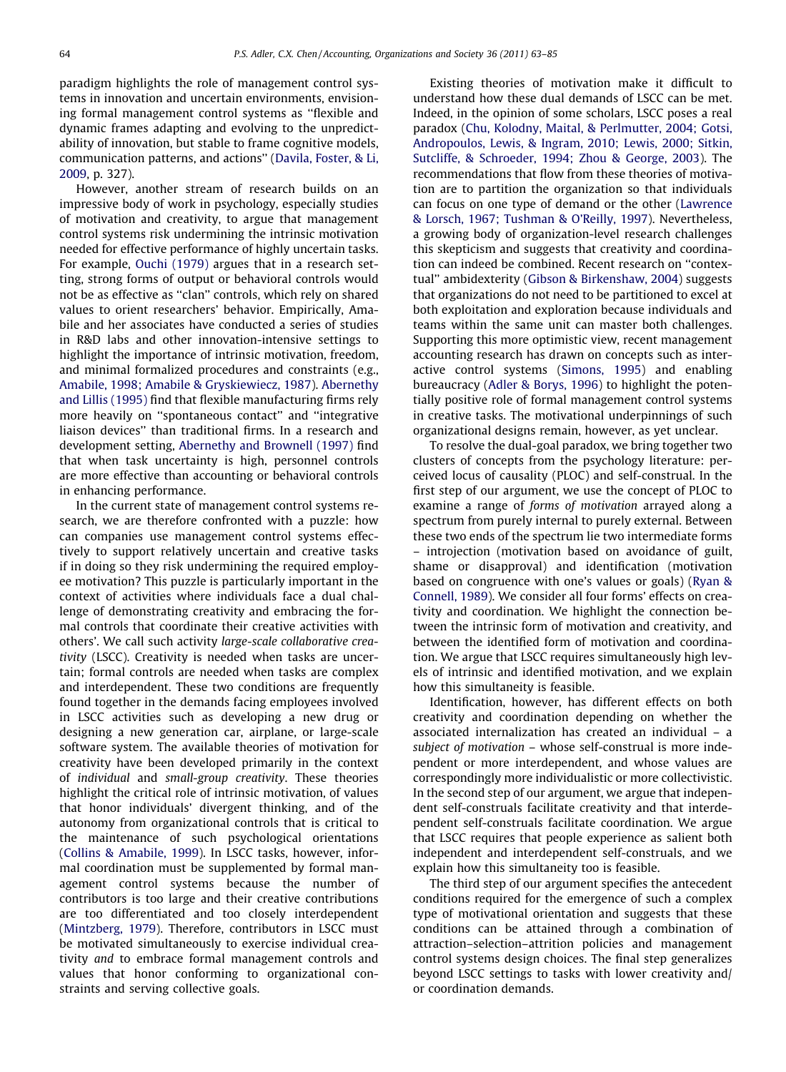paradigm highlights the role of management control systems in innovation and uncertain environments, envisioning formal management control systems as ''flexible and dynamic frames adapting and evolving to the unpredictability of innovation, but stable to frame cognitive models, communication patterns, and actions'' (Davila, Foster, & Li, 2009, p. 327).

However, another stream of research builds on an impressive body of work in psychology, especially studies of motivation and creativity, to argue that management control systems risk undermining the intrinsic motivation needed for effective performance of highly uncertain tasks. For example, Ouchi (1979) argues that in a research setting, strong forms of output or behavioral controls would not be as effective as ''clan'' controls, which rely on shared values to orient researchers' behavior. Empirically, Amabile and her associates have conducted a series of studies in R&D labs and other innovation-intensive settings to highlight the importance of intrinsic motivation, freedom, and minimal formalized procedures and constraints (e.g., Amabile, 1998; Amabile & Gryskiewicz, 1987). Abernethy and Lillis (1995) find that flexible manufacturing firms rely more heavily on ''spontaneous contact'' and ''integrative liaison devices'' than traditional firms. In a research and development setting, Abernethy and Brownell (1997) find that when task uncertainty is high, personnel controls are more effective than accounting or behavioral controls in enhancing performance.

In the current state of management control systems research, we are therefore confronted with a puzzle: how can companies use management control systems effectively to support relatively uncertain and creative tasks if in doing so they risk undermining the required employee motivation? This puzzle is particularly important in the context of activities where individuals face a dual challenge of demonstrating creativity and embracing the formal controls that coordinate their creative activities with others'. We call such activity *large-scale collaborative creativity* (LSCC). Creativity is needed when tasks are uncertain; formal controls are needed when tasks are complex and interdependent. These two conditions are frequently found together in the demands facing employees involved in LSCC activities such as developing a new drug or designing a new generation car, airplane, or large-scale software system. The available theories of motivation for creativity have been developed primarily in the context of *individual* and *small-group creativity*. These theories highlight the critical role of intrinsic motivation, of values that honor individuals' divergent thinking, and of the autonomy from organizational controls that is critical to the maintenance of such psychological orientations (Collins & Amabile, 1999). In LSCC tasks, however, informal coordination must be supplemented by formal management control systems because the number of contributors is too large and their creative contributions are too differentiated and too closely interdependent (Mintzberg, 1979). Therefore, contributors in LSCC must be motivated simultaneously to exercise individual creativity *and* to embrace formal management controls and values that honor conforming to organizational constraints and serving collective goals.

Existing theories of motivation make it difficult to understand how these dual demands of LSCC can be met. Indeed, in the opinion of some scholars, LSCC poses a real paradox (Chu, Kolodny, Maital, & Perlmutter, 2004; Gotsi, Andropoulos, Lewis, & Ingram, 2010; Lewis, 2000; Sitkin, Sutcliffe, & Schroeder, 1994; Zhou & George, 2003). The recommendations that flow from these theories of motivation are to partition the organization so that individuals can focus on one type of demand or the other (Lawrence & Lorsch, 1967; Tushman & O'Reilly, 1997). Nevertheless, a growing body of organization-level research challenges this skepticism and suggests that creativity and coordination can indeed be combined. Recent research on ''contextual'' ambidexterity (Gibson & Birkenshaw, 2004) suggests that organizations do not need to be partitioned to excel at both exploitation and exploration because individuals and teams within the same unit can master both challenges. Supporting this more optimistic view, recent management accounting research has drawn on concepts such as interactive control systems (Simons, 1995) and enabling bureaucracy (Adler & Borys, 1996) to highlight the potentially positive role of formal management control systems in creative tasks. The motivational underpinnings of such organizational designs remain, however, as yet unclear.

To resolve the dual-goal paradox, we bring together two clusters of concepts from the psychology literature: perceived locus of causality (PLOC) and self-construal. In the first step of our argument, we use the concept of PLOC to examine a range of *forms of motivation* arrayed along a spectrum from purely internal to purely external. Between these two ends of the spectrum lie two intermediate forms – introjection (motivation based on avoidance of guilt, shame or disapproval) and identification (motivation based on congruence with one's values or goals) (Ryan & Connell, 1989). We consider all four forms' effects on creativity and coordination. We highlight the connection between the intrinsic form of motivation and creativity, and between the identified form of motivation and coordination. We argue that LSCC requires simultaneously high levels of intrinsic and identified motivation, and we explain how this simultaneity is feasible.

Identification, however, has different effects on both creativity and coordination depending on whether the associated internalization has created an individual – a *subject of motivation* – whose self-construal is more independent or more interdependent, and whose values are correspondingly more individualistic or more collectivistic. In the second step of our argument, we argue that independent self-construals facilitate creativity and that interdependent self-construals facilitate coordination. We argue that LSCC requires that people experience as salient both independent and interdependent self-construals, and we explain how this simultaneity too is feasible.

The third step of our argument specifies the antecedent conditions required for the emergence of such a complex type of motivational orientation and suggests that these conditions can be attained through a combination of attraction–selection–attrition policies and management control systems design choices. The final step generalizes beyond LSCC settings to tasks with lower creativity and/or coordination demands.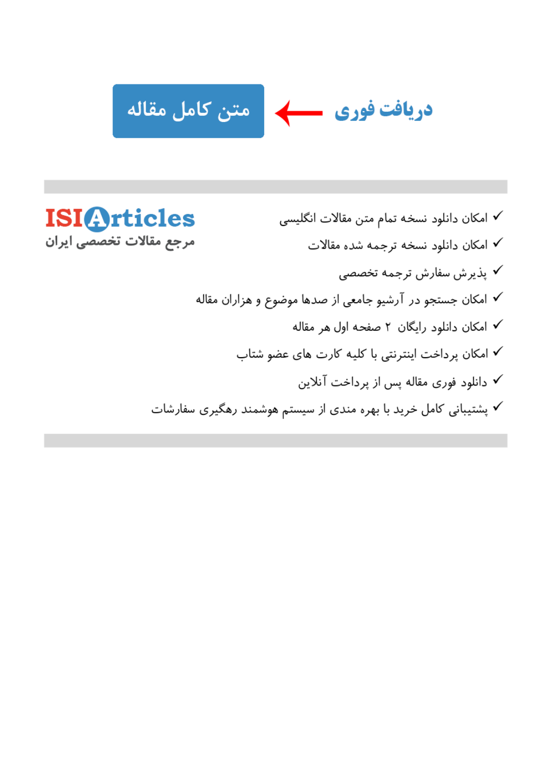دریافت فوری ← متن کامل مقاله

**ISIArticles**
مرجع مقالات تخصصی ایران

- ✓ امکان دانلود نسخه تمام متن مقالات انگلیسی
- ✓ امکان دانلود نسخه ترجمه شده مقالات
- ✓ پذیرش سفارش ترجمه تخصصی
- ✓ امکان جستجو در آرشیو جامعی از صدها موضوع و هزاران مقاله
- ✓ امکان دانلود رایگان ۲ صفحه اول هر مقاله
- ✓ امکان پرداخت اینترنتی با کلیه کارت های عضو شتاب
- ✓ دانلود فوری مقاله پس از پرداخت آنلاین
- ✓ پشتیبانی کامل خرید با بهره مندی از سیستم هوشمند رهگیری سفارشات